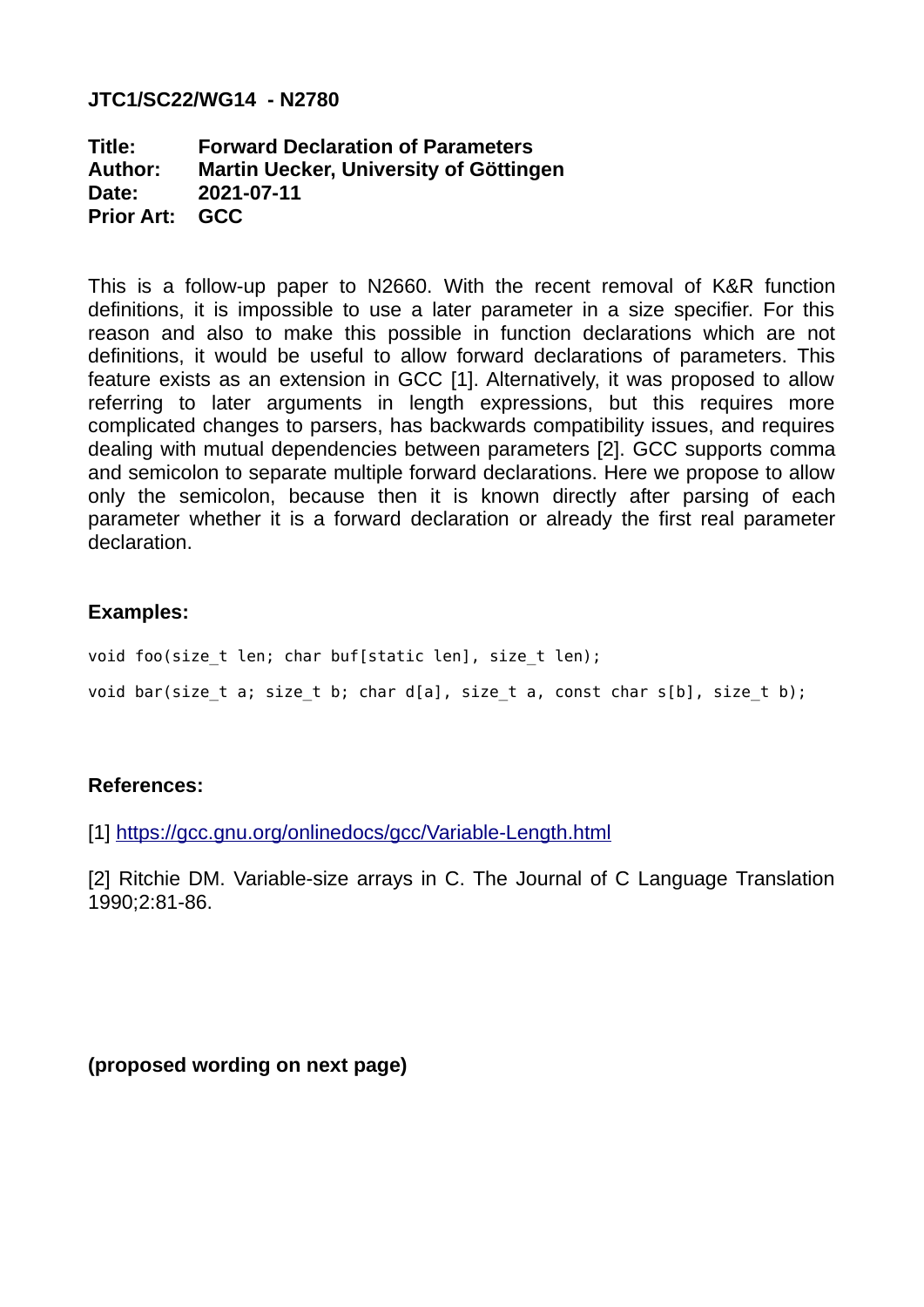**JTC1/SC22/WG14 - N2780**

**Title: Forward Declaration of Parameters**
**Author: Martin Uecker, University of Göttingen**
**Date: 2021-07-11**
**Prior Art: GCC**

This is a follow-up paper to N2660. With the recent removal of K&R function definitions, it is impossible to use a later parameter in a size specifier. For this reason and also to make this possible in function declarations which are not definitions, it would be useful to allow forward declarations of parameters. This feature exists as an extension in GCC [1]. Alternatively, it was proposed to allow referring to later arguments in length expressions, but this requires more complicated changes to parsers, has backwards compatibility issues, and requires dealing with mutual dependencies between parameters [2]. GCC supports comma and semicolon to separate multiple forward declarations. Here we propose to allow only the semicolon, because then it is known directly after parsing of each parameter whether it is a forward declaration or already the first real parameter declaration.

**Examples:**

```
void foo(size_t len; char buf[static len], size_t len);

void bar(size_t a; size_t b; char d[a], size_t a, const char s[b], size_t b);
```

**References:**

[1] https://gcc.gnu.org/onlinedocs/gcc/Variable-Length.html

[2] Ritchie DM. Variable-size arrays in C. The Journal of C Language Translation 1990;2:81-86.

**(proposed wording on next page)**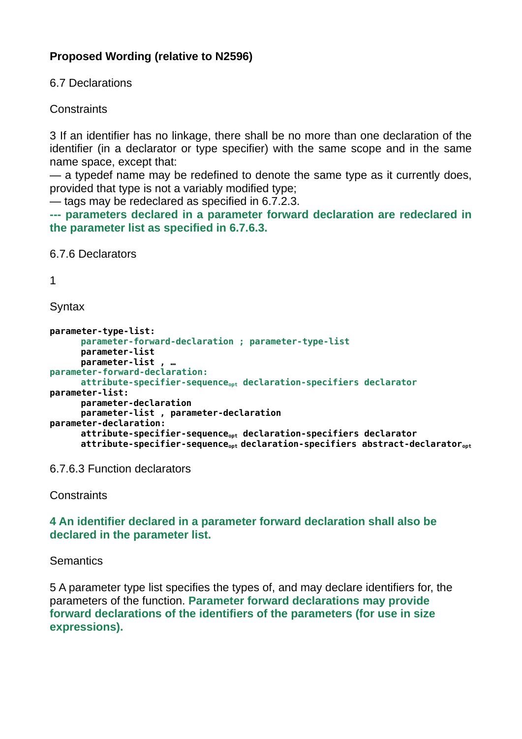**Proposed Wording (relative to N2596)**

6.7 Declarations

Constraints

3 If an identifier has no linkage, there shall be no more than one declaration of the identifier (in a declarator or type specifier) with the same scope and in the same name space, except that:
— a typedef name may be redefined to denote the same type as it currently does, provided that type is not a variably modified type;
— tags may be redeclared as specified in 6.7.2.3.
**--- parameters declared in a parameter forward declaration are redeclared in the parameter list as specified in 6.7.6.3.**

6.7.6 Declarators

1

Syntax

```
parameter-type-list:
      parameter-forward-declaration ; parameter-type-list
      parameter-list
      parameter-list , …
parameter-forward-declaration:
      attribute-specifier-sequence_opt declaration-specifiers declarator
parameter-list:
      parameter-declaration
      parameter-list , parameter-declaration
parameter-declaration:
      attribute-specifier-sequence_opt declaration-specifiers declarator
      attribute-specifier-sequence_opt declaration-specifiers abstract-declarator_opt
```

6.7.6.3 Function declarators

Constraints

**4 An identifier declared in a parameter forward declaration shall also be declared in the parameter list.**

Semantics

5 A parameter type list specifies the types of, and may declare identifiers for, the parameters of the function. **Parameter forward declarations may provide forward declarations of the identifiers of the parameters (for use in size expressions).**